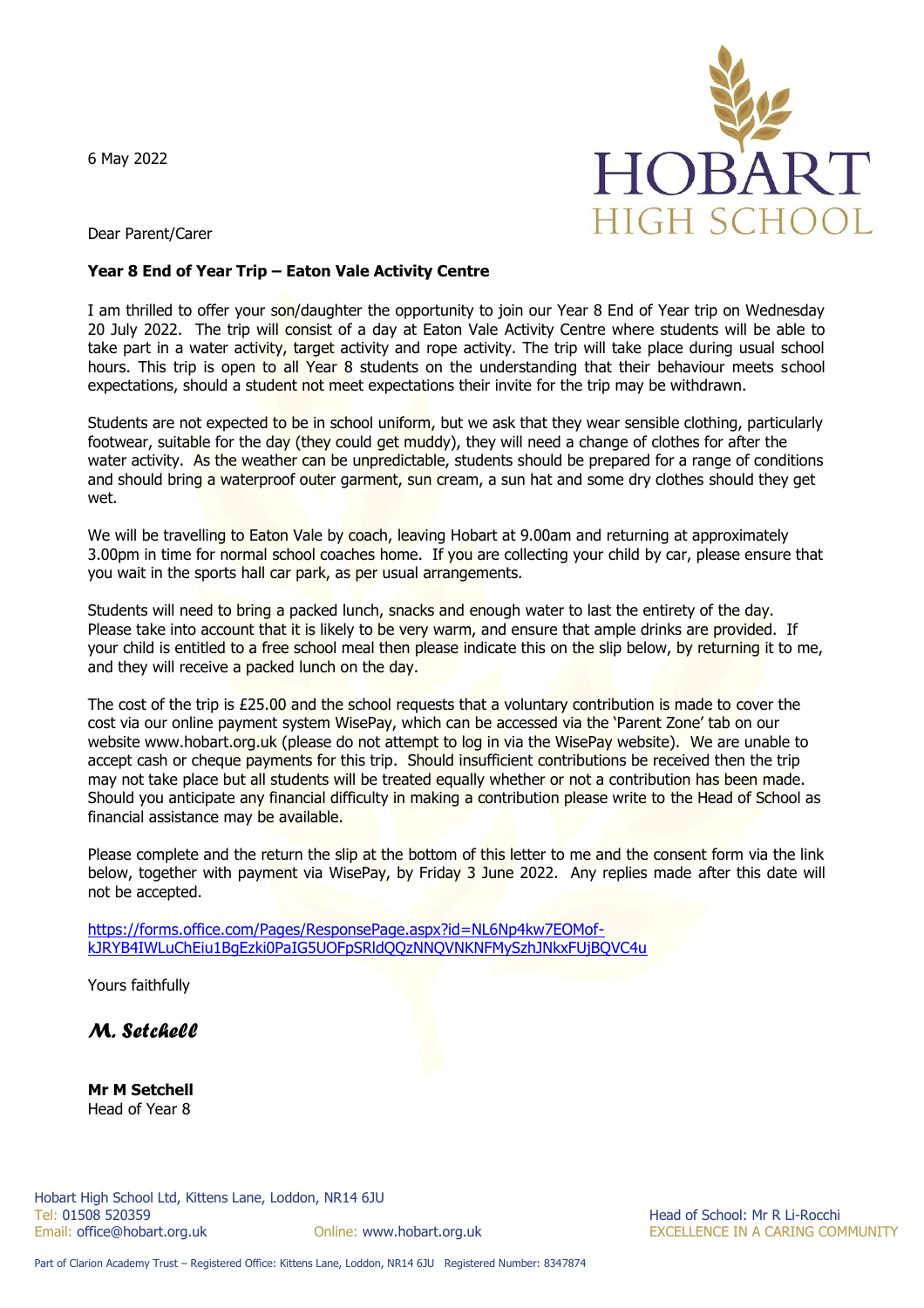6 May 2022

**HOBART HIGH SCHOOL**

Dear Parent/Carer

**Year 8 End of Year Trip – Eaton Vale Activity Centre**

I am thrilled to offer your son/daughter the opportunity to join our Year 8 End of Year trip on Wednesday 20 July 2022. The trip will consist of a day at Eaton Vale Activity Centre where students will be able to take part in a water activity, target activity and rope activity. The trip will take place during usual school hours. This trip is open to all Year 8 students on the understanding that their behaviour meets school expectations, should a student not meet expectations their invite for the trip may be withdrawn.

Students are not expected to be in school uniform, but we ask that they wear sensible clothing, particularly footwear, suitable for the day (they could get muddy), they will need a change of clothes for after the water activity. As the weather can be unpredictable, students should be prepared for a range of conditions and should bring a waterproof outer garment, sun cream, a sun hat and some dry clothes should they get wet.

We will be travelling to Eaton Vale by coach, leaving Hobart at 9.00am and returning at approximately 3.00pm in time for normal school coaches home. If you are collecting your child by car, please ensure that you wait in the sports hall car park, as per usual arrangements.

Students will need to bring a packed lunch, snacks and enough water to last the entirety of the day. Please take into account that it is likely to be very warm, and ensure that ample drinks are provided. If your child is entitled to a free school meal then please indicate this on the slip below, by returning it to me, and they will receive a packed lunch on the day.

The cost of the trip is £25.00 and the school requests that a voluntary contribution is made to cover the cost via our online payment system WisePay, which can be accessed via the 'Parent Zone' tab on our website www.hobart.org.uk (please do not attempt to log in via the WisePay website). We are unable to accept cash or cheque payments for this trip. Should insufficient contributions be received then the trip may not take place but all students will be treated equally whether or not a contribution has been made. Should you anticipate any financial difficulty in making a contribution please write to the Head of School as financial assistance may be available.

Please complete and the return the slip at the bottom of this letter to me and the consent form via the link below, together with payment via WisePay, by Friday 3 June 2022. Any replies made after this date will not be accepted.

https://forms.office.com/Pages/ResponsePage.aspx?id=NL6Np4kw7EOMof-kJRYB4IWLuChEiu1BgEzki0PaIG5UOFpSRldQQzNNQVNKNFMySzhJNkxFUjBQVC4u

Yours faithfully

*M. Setchell*

**Mr M Setchell**
Head of Year 8

Hobart High School Ltd, Kittens Lane, Loddon, NR14 6JU
Tel: 01508 520359
Email: office@hobart.org.uk
Online: www.hobart.org.uk
Head of School: Mr R Li-Rocchi
EXCELLENCE IN A CARING COMMUNITY

Part of Clarion Academy Trust – Registered Office: Kittens Lane, Loddon, NR14 6JU Registered Number: 8347874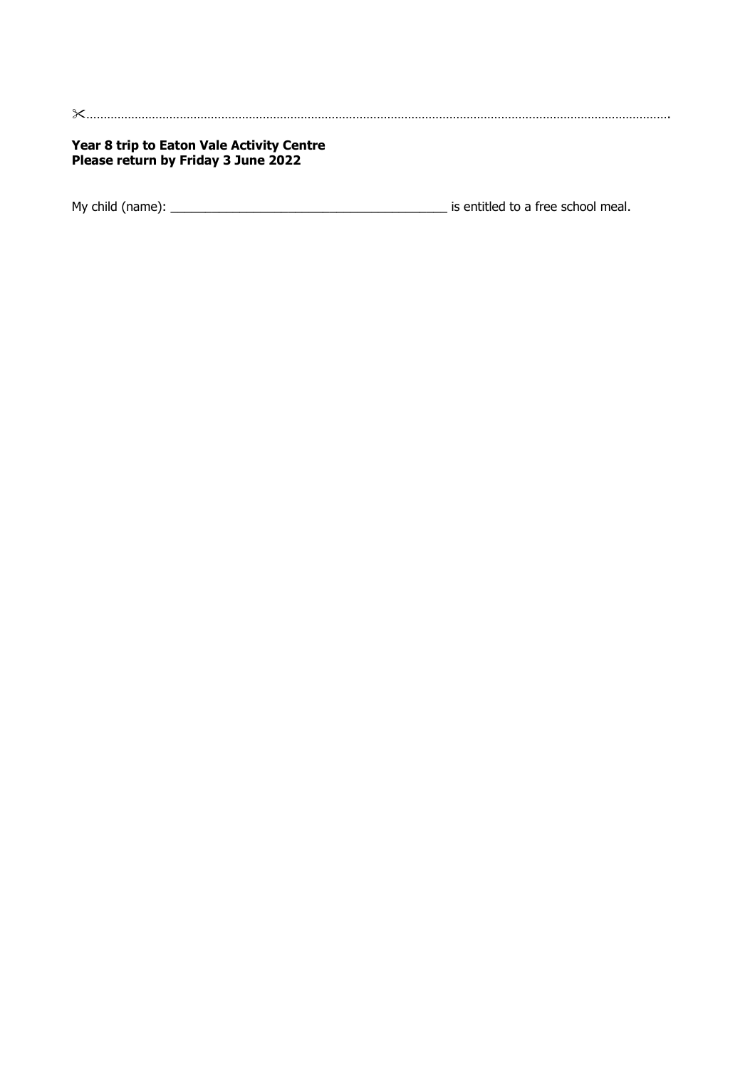✂…………………………………………………………………………………………………………………………………………………

**Year 8 trip to Eaton Vale Activity Centre**
**Please return by Friday 3 June 2022**

My child (name): ________________________________________ is entitled to a free school meal.